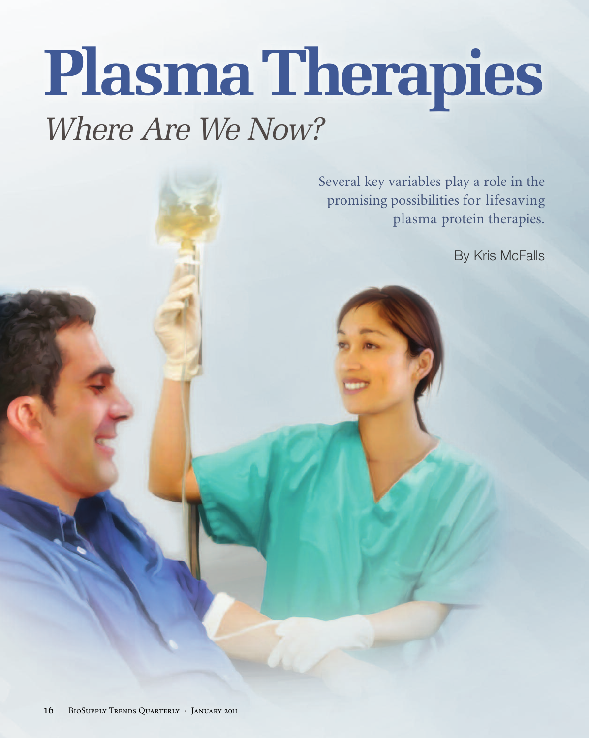# Plasma Therapies

## *Where Are We Now?*

Several key variables play a role in the promising possibilities for lifesaving plasma protein therapies.

By Kris McFalls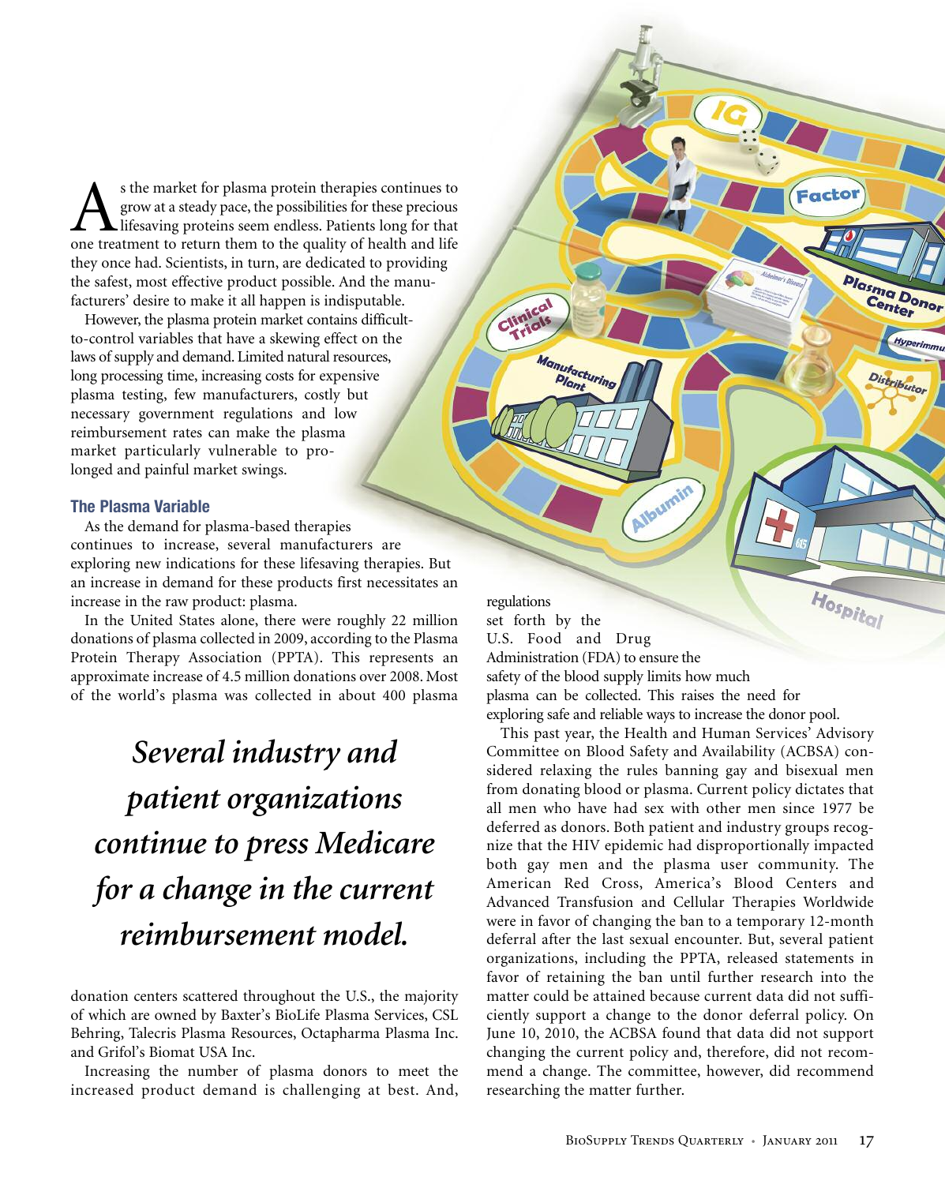As the market for plasma protein therapies continues to grow at a steady pace, the possibilities for these precious lifesaving proteins seem endless. Patients long for that one treatment to return them to the quality of health and life they once had. Scientists, in turn, are dedicated to providing the safest, most effective product possible. And the manufacturers' desire to make it all happen is indisputable.

However, the plasma protein market contains difficult-to-control variables that have a skewing effect on the laws of supply and demand. Limited natural resources, long processing time, increasing costs for expensive plasma testing, few manufacturers, costly but necessary government regulations and low reimbursement rates can make the plasma market particularly vulnerable to prolonged and painful market swings.

### The Plasma Variable

As the demand for plasma-based therapies continues to increase, several manufacturers are exploring new indications for these lifesaving therapies. But an increase in demand for these products first necessitates an increase in the raw product: plasma.

In the United States alone, there were roughly 22 million donations of plasma collected in 2009, according to the Plasma Protein Therapy Association (PPTA). This represents an approximate increase of 4.5 million donations over 2008. Most of the world's plasma was collected in about 400 plasma donation centers scattered throughout the U.S., the majority of which are owned by Baxter's BioLife Plasma Services, CSL Behring, Talecris Plasma Resources, Octapharma Plasma Inc. and Grifol's Biomat USA Inc.

> *Several industry and patient organizations continue to press Medicare for a change in the current reimbursement model.*

Increasing the number of plasma donors to meet the increased product demand is challenging at best. And, regulations set forth by the U.S. Food and Drug Administration (FDA) to ensure the safety of the blood supply limits how much plasma can be collected. This raises the need for exploring safe and reliable ways to increase the donor pool.

This past year, the Health and Human Services' Advisory Committee on Blood Safety and Availability (ACBSA) considered relaxing the rules banning gay and bisexual men from donating blood or plasma. Current policy dictates that all men who have had sex with other men since 1977 be deferred as donors. Both patient and industry groups recognize that the HIV epidemic had disproportionally impacted both gay men and the plasma user community. The American Red Cross, America's Blood Centers and Advanced Transfusion and Cellular Therapies Worldwide were in favor of changing the ban to a temporary 12-month deferral after the last sexual encounter. But, several patient organizations, including the PPTA, released statements in favor of retaining the ban until further research into the matter could be attained because current data did not sufficiently support a change to the donor deferral policy. On June 10, 2010, the ACBSA found that data did not support changing the current policy and, therefore, did not recommend a change. The committee, however, did recommend researching the matter further.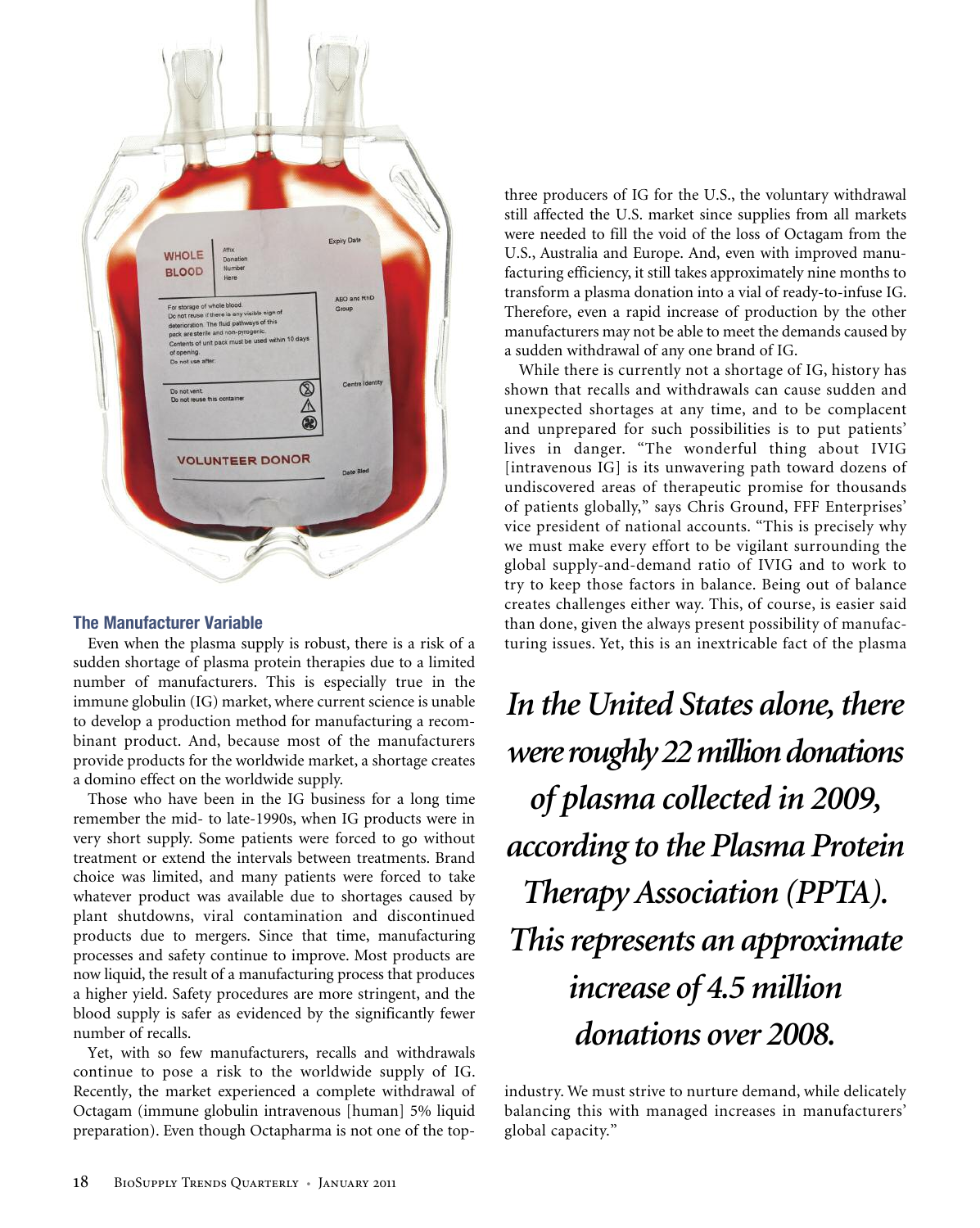## The Manufacturer Variable

Even when the plasma supply is robust, there is a risk of a sudden shortage of plasma protein therapies due to a limited number of manufacturers. This is especially true in the immune globulin (IG) market, where current science is unable to develop a production method for manufacturing a recombinant product. And, because most of the manufacturers provide products for the worldwide market, a shortage creates a domino effect on the worldwide supply.

Those who have been in the IG business for a long time remember the mid- to late-1990s, when IG products were in very short supply. Some patients were forced to go without treatment or extend the intervals between treatments. Brand choice was limited, and many patients were forced to take whatever product was available due to shortages caused by plant shutdowns, viral contamination and discontinued products due to mergers. Since that time, manufacturing processes and safety continue to improve. Most products are now liquid, the result of a manufacturing process that produces a higher yield. Safety procedures are more stringent, and the blood supply is safer as evidenced by the significantly fewer number of recalls.

Yet, with so few manufacturers, recalls and withdrawals continue to pose a risk to the worldwide supply of IG. Recently, the market experienced a complete withdrawal of Octagam (immune globulin intravenous [human] 5% liquid preparation). Even though Octapharma is not one of the top-three producers of IG for the U.S., the voluntary withdrawal still affected the U.S. market since supplies from all markets were needed to fill the void of the loss of Octagam from the U.S., Australia and Europe. And, even with improved manufacturing efficiency, it still takes approximately nine months to transform a plasma donation into a vial of ready-to-infuse IG. Therefore, even a rapid increase of production by the other manufacturers may not be able to meet the demands caused by a sudden withdrawal of any one brand of IG.

While there is currently not a shortage of IG, history has shown that recalls and withdrawals can cause sudden and unexpected shortages at any time, and to be complacent and unprepared for such possibilities is to put patients' lives in danger. "The wonderful thing about IVIG [intravenous IG] is its unwavering path toward dozens of undiscovered areas of therapeutic promise for thousands of patients globally," says Chris Ground, FFF Enterprises' vice president of national accounts. "This is precisely why we must make every effort to be vigilant surrounding the global supply-and-demand ratio of IVIG and to work to try to keep those factors in balance. Being out of balance creates challenges either way. This, of course, is easier said than done, given the always present possibility of manufacturing issues. Yet, this is an inextricable fact of the plasma industry. We must strive to nurture demand, while delicately balancing this with managed increases in manufacturers' global capacity."

***In the United States alone, there were roughly 22 million donations of plasma collected in 2009, according to the Plasma Protein Therapy Association (PPTA). This represents an approximate increase of 4.5 million donations over 2008.***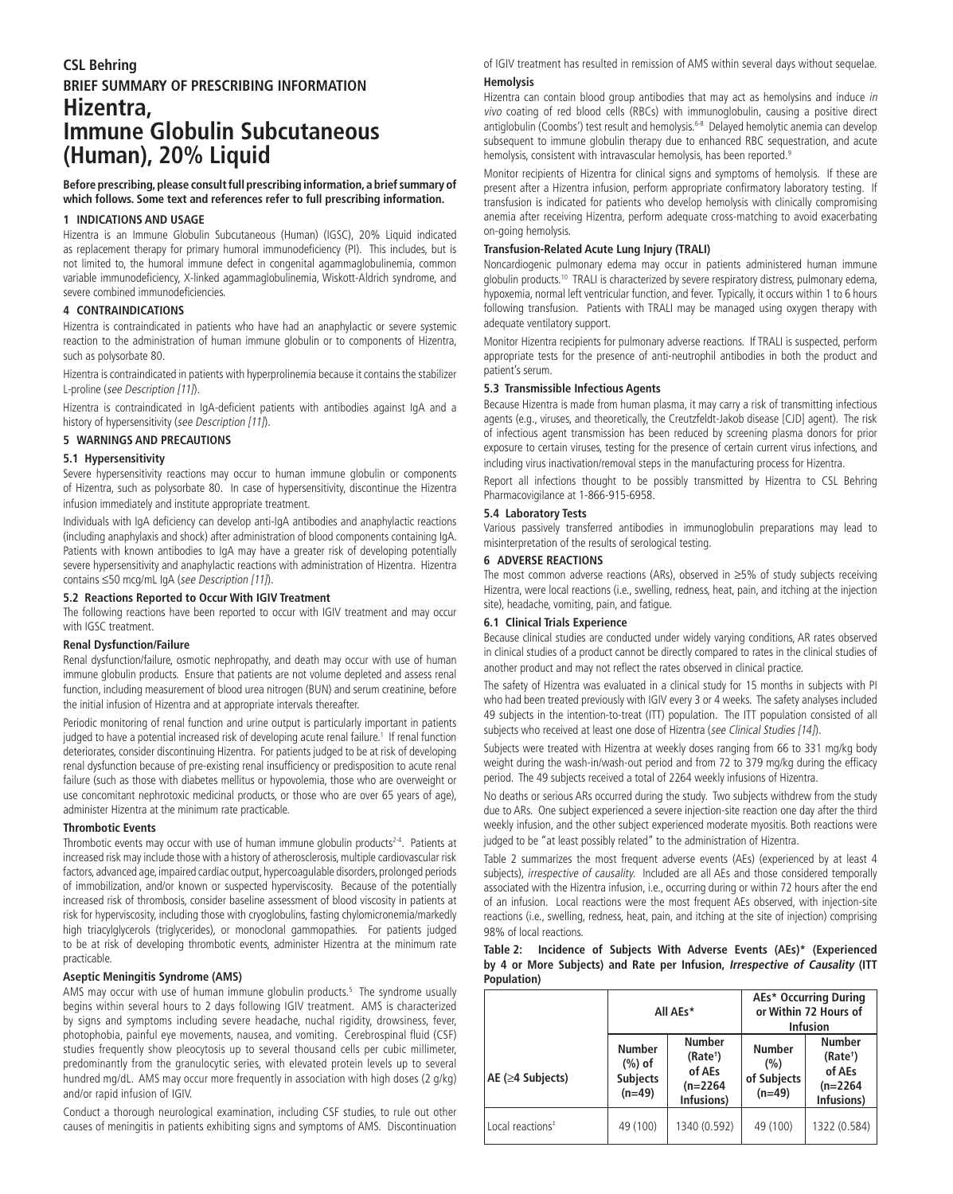**CSL Behring**

**BRIEF SUMMARY OF PRESCRIBING INFORMATION**

# Hizentra, Immune Globulin Subcutaneous (Human), 20% Liquid

**Before prescribing, please consult full prescribing information, a brief summary of which follows. Some text and references refer to full prescribing information.**

## 1 INDICATIONS AND USAGE

Hizentra is an Immune Globulin Subcutaneous (Human) (IGSC), 20% Liquid indicated as replacement therapy for primary humoral immunodeficiency (PI). This includes, but is not limited to, the humoral immune defect in congenital agammaglobulinemia, common variable immunodeficiency, X-linked agammaglobulinemia, Wiskott-Aldrich syndrome, and severe combined immunodeficiencies.

## 4 CONTRAINDICATIONS

Hizentra is contraindicated in patients who have had an anaphylactic or severe systemic reaction to the administration of human immune globulin or to components of Hizentra, such as polysorbate 80.

Hizentra is contraindicated in patients with hyperprolinemia because it contains the stabilizer L-proline (*see Description [11]*).

Hizentra is contraindicated in IgA-deficient patients with antibodies against IgA and a history of hypersensitivity (*see Description [11]*).

## 5 WARNINGS AND PRECAUTIONS

### 5.1 Hypersensitivity

Severe hypersensitivity reactions may occur to human immune globulin or components of Hizentra, such as polysorbate 80. In case of hypersensitivity, discontinue the Hizentra infusion immediately and institute appropriate treatment.

Individuals with IgA deficiency can develop anti-IgA antibodies and anaphylactic reactions (including anaphylaxis and shock) after administration of blood components containing IgA. Patients with known antibodies to IgA may have a greater risk of developing potentially severe hypersensitivity and anaphylactic reactions with administration of Hizentra. Hizentra contains ≤50 mcg/mL IgA (*see Description [11]*).

### 5.2 Reactions Reported to Occur With IGIV Treatment

The following reactions have been reported to occur with IGIV treatment and may occur with IGSC treatment.

#### Renal Dysfunction/Failure

Renal dysfunction/failure, osmotic nephropathy, and death may occur with use of human immune globulin products. Ensure that patients are not volume depleted and assess renal function, including measurement of blood urea nitrogen (BUN) and serum creatinine, before the initial infusion of Hizentra and at appropriate intervals thereafter.

Periodic monitoring of renal function and urine output is particularly important in patients judged to have a potential increased risk of developing acute renal failure.[1] If renal function deteriorates, consider discontinuing Hizentra. For patients judged to be at risk of developing renal dysfunction because of pre-existing renal insufficiency or predisposition to acute renal failure (such as those with diabetes mellitus or hypovolemia, those who are overweight or use concomitant nephrotoxic medicinal products, or those who are over 65 years of age), administer Hizentra at the minimum rate practicable.

#### Thrombotic Events

Thrombotic events may occur with use of human immune globulin products[2-4]. Patients at increased risk may include those with a history of atherosclerosis, multiple cardiovascular risk factors, advanced age, impaired cardiac output, hypercoagulable disorders, prolonged periods of immobilization, and/or known or suspected hyperviscosity. Because of the potentially increased risk of thrombosis, consider baseline assessment of blood viscosity in patients at risk for hyperviscosity, including those with cryoglobulins, fasting chylomicronemia/markedly high triacylglycerols (triglycerides), or monoclonal gammopathies. For patients judged to be at risk of developing thrombotic events, administer Hizentra at the minimum rate practicable.

#### Aseptic Meningitis Syndrome (AMS)

AMS may occur with use of human immune globulin products.[5] The syndrome usually begins within several hours to 2 days following IGIV treatment. AMS is characterized by signs and symptoms including severe headache, nuchal rigidity, drowsiness, fever, photophobia, painful eye movements, nausea, and vomiting. Cerebrospinal fluid (CSF) studies frequently show pleocytosis up to several thousand cells per cubic millimeter, predominantly from the granulocytic series, with elevated protein levels up to several hundred mg/dL. AMS may occur more frequently in association with high doses (2 g/kg) and/or rapid infusion of IGIV.

Conduct a thorough neurological examination, including CSF studies, to rule out other causes of meningitis in patients exhibiting signs and symptoms of AMS. Discontinuation of IGIV treatment has resulted in remission of AMS within several days without sequelae.

#### Hemolysis

Hizentra can contain blood group antibodies that may act as hemolysins and induce *in vivo* coating of red blood cells (RBCs) with immunoglobulin, causing a positive direct antiglobulin (Coombs') test result and hemolysis.[6-8] Delayed hemolytic anemia can develop subsequent to immune globulin therapy due to enhanced RBC sequestration, and acute hemolysis, consistent with intravascular hemolysis, has been reported.[9]

Monitor recipients of Hizentra for clinical signs and symptoms of hemolysis. If these are present after a Hizentra infusion, perform appropriate confirmatory laboratory testing. If transfusion is indicated for patients who develop hemolysis with clinically compromising anemia after receiving Hizentra, perform adequate cross-matching to avoid exacerbating on-going hemolysis.

#### Transfusion-Related Acute Lung Injury (TRALI)

Noncardiogenic pulmonary edema may occur in patients administered human immune globulin products.[10] TRALI is characterized by severe respiratory distress, pulmonary edema, hypoxemia, normal left ventricular function, and fever. Typically, it occurs within 1 to 6 hours following transfusion. Patients with TRALI may be managed using oxygen therapy with adequate ventilatory support.

Monitor Hizentra recipients for pulmonary adverse reactions. If TRALI is suspected, perform appropriate tests for the presence of anti-neutrophil antibodies in both the product and patient's serum.

### 5.3 Transmissible Infectious Agents

Because Hizentra is made from human plasma, it may carry a risk of transmitting infectious agents (e.g., viruses, and theoretically, the Creutzfeldt-Jakob disease [CJD] agent). The risk of infectious agent transmission has been reduced by screening plasma donors for prior exposure to certain viruses, testing for the presence of certain current virus infections, and including virus inactivation/removal steps in the manufacturing process for Hizentra.

Report all infections thought to be possibly transmitted by Hizentra to CSL Behring Pharmacovigilance at 1-866-915-6958.

### 5.4 Laboratory Tests

Various passively transferred antibodies in immunoglobulin preparations may lead to misinterpretation of the results of serological testing.

## 6 ADVERSE REACTIONS

The most common adverse reactions (ARs), observed in ≥5% of study subjects receiving Hizentra, were local reactions (i.e., swelling, redness, heat, pain, and itching at the injection site), headache, vomiting, pain, and fatigue.

### 6.1 Clinical Trials Experience

Because clinical studies are conducted under widely varying conditions, AR rates observed in clinical studies of a product cannot be directly compared to rates in the clinical studies of another product and may not reflect the rates observed in clinical practice.

The safety of Hizentra was evaluated in a clinical study for 15 months in subjects with PI who had been treated previously with IGIV every 3 or 4 weeks. The safety analyses included 49 subjects in the intention-to-treat (ITT) population. The ITT population consisted of all subjects who received at least one dose of Hizentra (*see Clinical Studies [14]*).

Subjects were treated with Hizentra at weekly doses ranging from 66 to 331 mg/kg body weight during the wash-in/wash-out period and from 72 to 379 mg/kg during the efficacy period. The 49 subjects received a total of 2264 weekly infusions of Hizentra.

No deaths or serious ARs occurred during the study. Two subjects withdrew from the study due to ARs. One subject experienced a severe injection-site reaction one day after the third weekly infusion, and the other subject experienced moderate myositis. Both reactions were judged to be "at least possibly related" to the administration of Hizentra.

Table 2 summarizes the most frequent adverse events (AEs) (experienced by at least 4 subjects), *irrespective of causality.* Included are all AEs and those considered temporally associated with the Hizentra infusion, i.e., occurring during or within 72 hours after the end of an infusion. Local reactions were the most frequent AEs observed, with injection-site reactions (i.e., swelling, redness, heat, pain, and itching at the site of injection) comprising 98% of local reactions.

**Table 2: Incidence of Subjects With Adverse Events (AEs)\* (Experienced by 4 or More Subjects) and Rate per Infusion, *Irrespective of Causality* (ITT Population)**

| AE (≥4 Subjects) | All AEs* | | AEs* Occurring During or Within 72 Hours of Infusion | |
|---|---|---|---|---|
| | Number (%) of Subjects (n=49) | Number (Rate†) of AEs (n=2264 Infusions) | Number (%) of Subjects (n=49) | Number (Rate†) of AEs (n=2264 Infusions) |
| Local reactions‡ | 49 (100) | 1340 (0.592) | 49 (100) | 1322 (0.584) |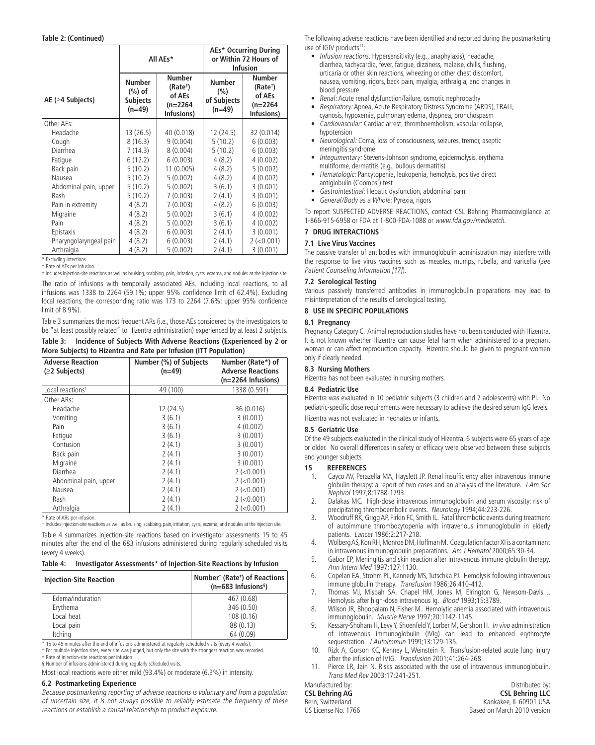**Table 2: (Continued)**

| AE (≥4 Subjects) | All AEs* | | AEs* Occurring During or Within 72 Hours of Infusion | |
|---|---|---|---|---|
| | Number (%) of Subjects (n=49) | Number (Rate†) of AEs (n=2264 Infusions) | Number (%) of Subjects (n=49) | Number (Rate†) of AEs (n=2264 Infusions) |
| Other AEs: | | | | |
| Headache | 13 (26.5) | 40 (0.018) | 12 (24.5) | 32 (0.014) |
| Cough | 8 (16.3) | 9 (0.004) | 5 (10.2) | 6 (0.003) |
| Diarrhea | 7 (14.3) | 8 (0.004) | 5 (10.2) | 6 (0.003) |
| Fatigue | 6 (12.2) | 6 (0.003) | 4 (8.2) | 4 (0.002) |
| Back pain | 5 (10.2) | 11 (0.005) | 4 (8.2) | 5 (0.002) |
| Nausea | 5 (10.2) | 5 (0.002) | 4 (8.2) | 4 (0.002) |
| Abdominal pain, upper | 5 (10.2) | 5 (0.002) | 3 (6.1) | 3 (0.001) |
| Rash | 5 (10.2) | 7 (0.003) | 2 (4.1) | 3 (0.001) |
| Pain in extremity | 4 (8.2) | 7 (0.003) | 4 (8.2) | 6 (0.003) |
| Migraine | 4 (8.2) | 5 (0.002) | 3 (6.1) | 4 (0.002) |
| Pain | 4 (8.2) | 5 (0.002) | 3 (6.1) | 4 (0.002) |
| Epistaxis | 4 (8.2) | 6 (0.003) | 2 (4.1) | 3 (0.001) |
| Pharyngolaryngeal pain | 4 (8.2) | 6 (0.003) | 2 (4.1) | 2 (<0.001) |
| Arthralgia | 4 (8.2) | 5 (0.002) | 2 (4.1) | 3 (0.001) |

\* Excluding infections.
† Rate of AEs per infusion.
‡ Includes injection-site reactions as well as bruising, scabbing, pain, irritation, cysts, eczema, and nodules at the injection site.

The ratio of infusions with temporally associated AEs, including local reactions, to all infusions was 1338 to 2264 (59.1%; upper 95% confidence limit of 62.4%). Excluding local reactions, the corresponding ratio was 173 to 2264 (7.6%; upper 95% confidence limit of 8.9%).

Table 3 summarizes the most frequent ARs (i.e., those AEs considered by the investigators to be "at least possibly related" to Hizentra administration) experienced by at least 2 subjects.

**Table 3: Incidence of Subjects With Adverse Reactions (Experienced by 2 or More Subjects) to Hizentra and Rate per Infusion (ITT Population)**

| Adverse Reaction (≥2 Subjects) | Number (%) of Subjects (n=49) | Number (Rate*) of Adverse Reactions (n=2264 Infusions) |
|---|---|---|
| Local reactions† | 49 (100) | 1338 (0.591) |
| Other ARs: | | |
| Headache | 12 (24.5) | 36 (0.016) |
| Vomiting | 3 (6.1) | 3 (0.001) |
| Pain | 3 (6.1) | 4 (0.002) |
| Fatigue | 3 (6.1) | 3 (0.001) |
| Contusion | 2 (4.1) | 3 (0.001) |
| Back pain | 2 (4.1) | 3 (0.001) |
| Migraine | 2 (4.1) | 3 (0.001) |
| Diarrhea | 2 (4.1) | 2 (<0.001) |
| Abdominal pain, upper | 2 (4.1) | 2 (<0.001) |
| Nausea | 2 (4.1) | 2 (<0.001) |
| Rash | 2 (4.1) | 2 (<0.001) |
| Arthralgia | 2 (4.1) | 2 (<0.001) |

\* Rate of ARs per infusion.
† Includes injection-site reactions as well as bruising, scabbing, pain, irritation, cysts, eczema, and nodules at the injection site.

Table 4 summarizes injection-site reactions based on investigator assessments 15 to 45 minutes after the end of the 683 infusions administered during regularly scheduled visits (every 4 weeks).

**Table 4: Investigator Assessments* of Injection-Site Reactions by Infusion**

| Injection-Site Reaction | Number† (Rate‡) of Reactions (n=683 Infusions§) |
|---|---|
| Edema/induration | 467 (0.68) |
| Erythema | 346 (0.50) |
| Local heat | 108 (0.16) |
| Local pain | 88 (0.13) |
| Itching | 64 (0.09) |

\* 15 to 45 minutes after the end of infusions administered at regularly scheduled visits (every 4 weeks).
† For multiple injection sites, every site was judged, but only the site with the strongest reaction was recorded.
‡ Rate of injection-site reactions per infusion.
§ Number of infusions administered during regularly scheduled visits.

Most local reactions were either mild (93.4%) or moderate (6.3%) in intensity.

### 6.2 Postmarketing Experience

*Because postmarketing reporting of adverse reactions is voluntary and from a population of uncertain size, it is not always possible to reliably estimate the frequency of these reactions or establish a causal relationship to product exposure.*

The following adverse reactions have been identified and reported during the postmarketing use of IGIV products[11]:

- *Infusion reactions:* Hypersensitivity (e.g., anaphylaxis), headache, diarrhea, tachycardia, fever, fatigue, dizziness, malaise, chills, flushing, urticaria or other skin reactions, wheezing or other chest discomfort, nausea, vomiting, rigors, back pain, myalgia, arthralgia, and changes in blood pressure
- *Renal:* Acute renal dysfunction/failure, osmotic nephropathy
- *Respiratory:* Apnea, Acute Respiratory Distress Syndrome (ARDS), TRALI, cyanosis, hypoxemia, pulmonary edema, dyspnea, bronchospasm
- *Cardiovascular:* Cardiac arrest, thromboembolism, vascular collapse, hypotension
- *Neurological:* Coma, loss of consciousness, seizures, tremor, aseptic meningitis syndrome
- *Integumentary:* Stevens-Johnson syndrome, epidermolysis, erythema multiforme, dermatitis (e.g., bullous dermatitis)
- *Hematologic:* Pancytopenia, leukopenia, hemolysis, positive direct antiglobulin (Coombs') test
- *Gastrointestinal:* Hepatic dysfunction, abdominal pain
- *General/Body as a Whole:* Pyrexia, rigors

To report SUSPECTED ADVERSE REACTIONS, contact CSL Behring Pharmacovigilance at 1-866-915-6958 or FDA at 1-800-FDA-1088 or *www.fda.gov/medwatch.*

## 7 DRUG INTERACTIONS

### 7.1 Live Virus Vaccines

The passive transfer of antibodies with immunoglobulin administration may interfere with the response to live virus vaccines such as measles, mumps, rubella, and varicella (*see Patient Counseling Information [17]*).

### 7.2 Serological Testing

Various passively transferred antibodies in immunoglobulin preparations may lead to misinterpretation of the results of serological testing.

## 8 USE IN SPECIFIC POPULATIONS

### 8.1 Pregnancy

Pregnancy Category C. Animal reproduction studies have not been conducted with Hizentra. It is not known whether Hizentra can cause fetal harm when administered to a pregnant woman or can affect reproduction capacity. Hizentra should be given to pregnant women only if clearly needed.

### 8.3 Nursing Mothers

Hizentra has not been evaluated in nursing mothers.

### 8.4 Pediatric Use

Hizentra was evaluated in 10 pediatric subjects (3 children and 7 adolescents) with PI. No pediatric-specific dose requirements were necessary to achieve the desired serum IgG levels.

Hizentra was not evaluated in neonates or infants.

### 8.5 Geriatric Use

Of the 49 subjects evaluated in the clinical study of Hizentra, 6 subjects were 65 years of age or older. No overall differences in safety or efficacy were observed between these subjects and younger subjects.

## 15 REFERENCES

1. Cayco AV, Perazella MA, Hayslett JP. Renal insufficiency after intravenous immune globulin therapy: a report of two cases and an analysis of the literature. *J Am Soc Nephrol* 1997;8:1788-1793.
2. Dalakas MC. High-dose intravenous immunoglobulin and serum viscosity: risk of precipitating thromboembolic events. *Neurology* 1994;44:223-226.
3. Woodruff RK, Grigg AP, Firkin FC, Smith IL. Fatal thrombotic events during treatment of autoimmune thrombocytopenia with intravenous immunoglobulin in elderly patients. *Lancet* 1986;2:217-218.
4. Wolberg AS, Kon RH, Monroe DM, Hoffman M. Coagulation factor XI is a contaminant in intravenous immunoglobulin preparations. *Am J Hematol* 2000;65:30-34.
5. Gabor EP, Meningitis and skin reaction after intravenous immune globulin therapy. *Ann Intern Med* 1997;127:1130.
6. Copelan EA, Strohm PL, Kennedy MS, Tutschka PJ. Hemolysis following intravenous immune globulin therapy. *Transfusion* 1986;26:410-412.
7. Thomas MJ, Misbah SA, Chapel HM, Jones M, Elrington G, Newsom-Davis J. Hemolysis after high-dose intravenous Ig. *Blood* 1993;15:3789.
8. Wilson JR, Bhoopalam N, Fisher M. Hemolytic anemia associated with intravenous immunoglobulin. *Muscle Nerve* 1997;20:1142-1145.
9. Kessary-Shoham H, Levy Y, Shoenfeld Y, Lorber M, Gershon H. *In vivo* administration of intravenous immunoglobulin (IVIg) can lead to enhanced erythrocyte sequestration. *J Autoimmun* 1999;13:129-135.
10. Rizk A, Gorson KC, Kenney L, Weinstein R. Transfusion-related acute lung injury after the infusion of IVIG. *Transfusion* 2001;41:264-268.
11. Pierce LR, Jain N. Risks associated with the use of intravenous immunoglobulin. *Trans Med Rev* 2003;17:241-251.

Manufactured by:
**CSL Behring AG**
Bern, Switzerland
US License No. 1766

Distributed by:
**CSL Behring LLC**
Kankakee, IL 60901 USA
Based on March 2010 version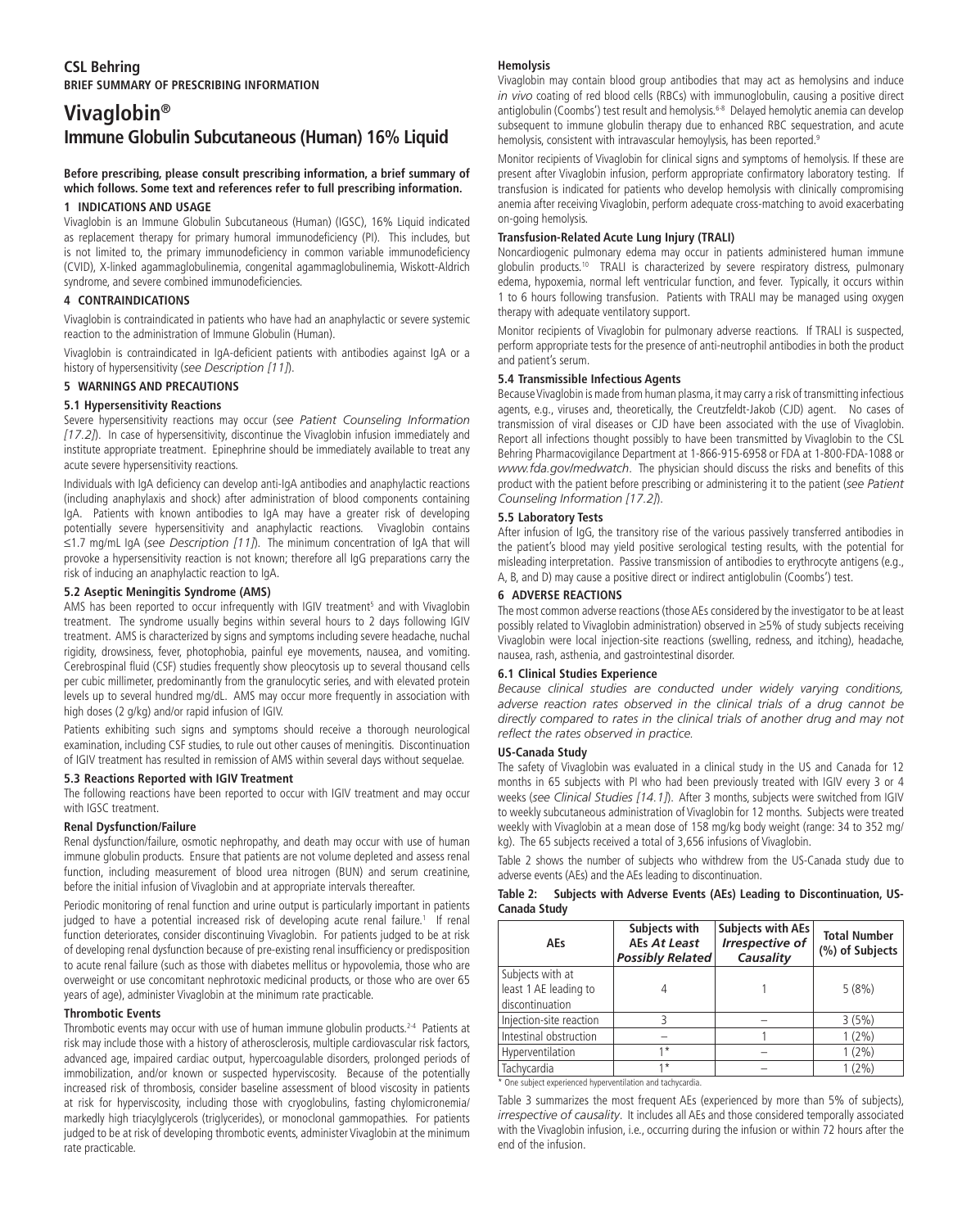**CSL Behring**
**BRIEF SUMMARY OF PRESCRIBING INFORMATION**

# Vivaglobin®
# Immune Globulin Subcutaneous (Human) 16% Liquid

**Before prescribing, please consult prescribing information, a brief summary of which follows. Some text and references refer to full prescribing information.**

### 1 INDICATIONS AND USAGE

Vivaglobin is an Immune Globulin Subcutaneous (Human) (IGSC), 16% Liquid indicated as replacement therapy for primary humoral immunodeficiency (PI). This includes, but is not limited to, the primary immunodeficiency in common variable immunodeficiency (CVID), X-linked agammaglobulinemia, congenital agammaglobulinemia, Wiskott-Aldrich syndrome, and severe combined immunodeficiencies.

### 4 CONTRAINDICATIONS

Vivaglobin is contraindicated in patients who have had an anaphylactic or severe systemic reaction to the administration of Immune Globulin (Human).

Vivaglobin is contraindicated in IgA-deficient patients with antibodies against IgA or a history of hypersensitivity (*see Description [11]*).

### 5 WARNINGS AND PRECAUTIONS

#### 5.1 Hypersensitivity Reactions

Severe hypersensitivity reactions may occur (*see Patient Counseling Information [17.2]*). In case of hypersensitivity, discontinue the Vivaglobin infusion immediately and institute appropriate treatment. Epinephrine should be immediately available to treat any acute severe hypersensitivity reactions.

Individuals with IgA deficiency can develop anti-IgA antibodies and anaphylactic reactions (including anaphylaxis and shock) after administration of blood components containing IgA. Patients with known antibodies to IgA may have a greater risk of developing potentially severe hypersensitivity and anaphylactic reactions. Vivaglobin contains ≤1.7 mg/mL IgA (*see Description [11]*). The minimum concentration of IgA that will provoke a hypersensitivity reaction is not known; therefore all IgG preparations carry the risk of inducing an anaphylactic reaction to IgA.

#### 5.2 Aseptic Meningitis Syndrome (AMS)

AMS has been reported to occur infrequently with IGIV treatment[5] and with Vivaglobin treatment. The syndrome usually begins within several hours to 2 days following IGIV treatment. AMS is characterized by signs and symptoms including severe headache, nuchal rigidity, drowsiness, fever, photophobia, painful eye movements, nausea, and vomiting. Cerebrospinal fluid (CSF) studies frequently show pleocytosis up to several thousand cells per cubic millimeter, predominantly from the granulocytic series, and with elevated protein levels up to several hundred mg/dL. AMS may occur more frequently in association with high doses (2 g/kg) and/or rapid infusion of IGIV.

Patients exhibiting such signs and symptoms should receive a thorough neurological examination, including CSF studies, to rule out other causes of meningitis. Discontinuation of IGIV treatment has resulted in remission of AMS within several days without sequelae.

#### 5.3 Reactions Reported with IGIV Treatment

The following reactions have been reported to occur with IGIV treatment and may occur with IGSC treatment.

**Renal Dysfunction/Failure**

Renal dysfunction/failure, osmotic nephropathy, and death may occur with use of human immune globulin products. Ensure that patients are not volume depleted and assess renal function, including measurement of blood urea nitrogen (BUN) and serum creatinine, before the initial infusion of Vivaglobin and at appropriate intervals thereafter.

Periodic monitoring of renal function and urine output is particularly important in patients judged to have a potential increased risk of developing acute renal failure.[1] If renal function deteriorates, consider discontinuing Vivaglobin. For patients judged to be at risk of developing renal dysfunction because of pre-existing renal insufficiency or predisposition to acute renal failure (such as those with diabetes mellitus or hypovolemia, those who are overweight or use concomitant nephrotoxic medicinal products, or those who are over 65 years of age), administer Vivaglobin at the minimum rate practicable.

**Thrombotic Events**

Thrombotic events may occur with use of human immune globulin products.[2-4] Patients at risk may include those with a history of atherosclerosis, multiple cardiovascular risk factors, advanced age, impaired cardiac output, hypercoagulable disorders, prolonged periods of immobilization, and/or known or suspected hyperviscosity. Because of the potentially increased risk of thrombosis, consider baseline assessment of blood viscosity in patients at risk for hyperviscosity, including those with cryoglobulins, fasting chylomicronemia/markedly high triacylglycerols (triglycerides), or monoclonal gammopathies. For patients judged to be at risk of developing thrombotic events, administer Vivaglobin at the minimum rate practicable.

**Hemolysis**

Vivaglobin may contain blood group antibodies that may act as hemolysins and induce *in vivo* coating of red blood cells (RBCs) with immunoglobulin, causing a positive direct antiglobulin (Coombs') test result and hemolysis.[6-8] Delayed hemolytic anemia can develop subsequent to immune globulin therapy due to enhanced RBC sequestration, and acute hemolysis, consistent with intravascular hemoylsis, has been reported.[9]

Monitor recipients of Vivaglobin for clinical signs and symptoms of hemolysis. If these are present after Vivaglobin infusion, perform appropriate confirmatory laboratory testing. If transfusion is indicated for patients who develop hemolysis with clinically compromising anemia after receiving Vivaglobin, perform adequate cross-matching to avoid exacerbating on-going hemolysis.

**Transfusion-Related Acute Lung Injury (TRALI)**

Noncardiogenic pulmonary edema may occur in patients administered human immune globulin products.[10] TRALI is characterized by severe respiratory distress, pulmonary edema, hypoxemia, normal left ventricular function, and fever. Typically, it occurs within 1 to 6 hours following transfusion. Patients with TRALI may be managed using oxygen therapy with adequate ventilatory support.

Monitor recipients of Vivaglobin for pulmonary adverse reactions. If TRALI is suspected, perform appropriate tests for the presence of anti-neutrophil antibodies in both the product and patient's serum.

#### 5.4 Transmissible Infectious Agents

Because Vivaglobin is made from human plasma, it may carry a risk of transmitting infectious agents, e.g., viruses and, theoretically, the Creutzfeldt-Jakob (CJD) agent. No cases of transmission of viral diseases or CJD have been associated with the use of Vivaglobin. Report all infections thought possibly to have been transmitted by Vivaglobin to the CSL Behring Pharmacovigilance Department at 1-866-915-6958 or FDA at 1-800-FDA-1088 or *www.fda.gov/medwatch*. The physician should discuss the risks and benefits of this product with the patient before prescribing or administering it to the patient (*see Patient Counseling Information [17.2]*).

#### 5.5 Laboratory Tests

After infusion of IgG, the transitory rise of the various passively transferred antibodies in the patient's blood may yield positive serological testing results, with the potential for misleading interpretation. Passive transmission of antibodies to erythrocyte antigens (e.g., A, B, and D) may cause a positive direct or indirect antiglobulin (Coombs') test.

### 6 ADVERSE REACTIONS

The most common adverse reactions (those AEs considered by the investigator to be at least possibly related to Vivaglobin administration) observed in ≥5% of study subjects receiving Vivaglobin were local injection-site reactions (swelling, redness, and itching), headache, nausea, rash, asthenia, and gastrointestinal disorder.

#### 6.1 Clinical Studies Experience

*Because clinical studies are conducted under widely varying conditions, adverse reaction rates observed in the clinical trials of a drug cannot be directly compared to rates in the clinical trials of another drug and may not reflect the rates observed in practice.*

**US-Canada Study**

The safety of Vivaglobin was evaluated in a clinical study in the US and Canada for 12 months in 65 subjects with PI who had been previously treated with IGIV every 3 or 4 weeks (*see Clinical Studies [14.1]*). After 3 months, subjects were switched from IGIV to weekly subcutaneous administration of Vivaglobin for 12 months. Subjects were treated weekly with Vivaglobin at a mean dose of 158 mg/kg body weight (range: 34 to 352 mg/kg). The 65 subjects received a total of 3,656 infusions of Vivaglobin.

Table 2 shows the number of subjects who withdrew from the US-Canada study due to adverse events (AEs) and the AEs leading to discontinuation.

**Table 2: Subjects with Adverse Events (AEs) Leading to Discontinuation, US-Canada Study**

| AEs | Subjects with AEs *At Least Possibly Related* | Subjects with AEs *Irrespective of Causality* | Total Number (%) of Subjects |
|---|---|---|---|
| Subjects with at least 1 AE leading to discontinuation | 4 | 1 | 5 (8%) |
| Injection-site reaction | 3 | – | 3 (5%) |
| Intestinal obstruction | – | 1 | 1 (2%) |
| Hyperventilation | 1* | – | 1 (2%) |
| Tachycardia | 1* | – | 1 (2%) |

\* One subject experienced hyperventilation and tachycardia.

Table 3 summarizes the most frequent AEs (experienced by more than 5% of subjects), *irrespective of causality*. It includes all AEs and those considered temporally associated with the Vivaglobin infusion, i.e., occurring during the infusion or within 72 hours after the end of the infusion.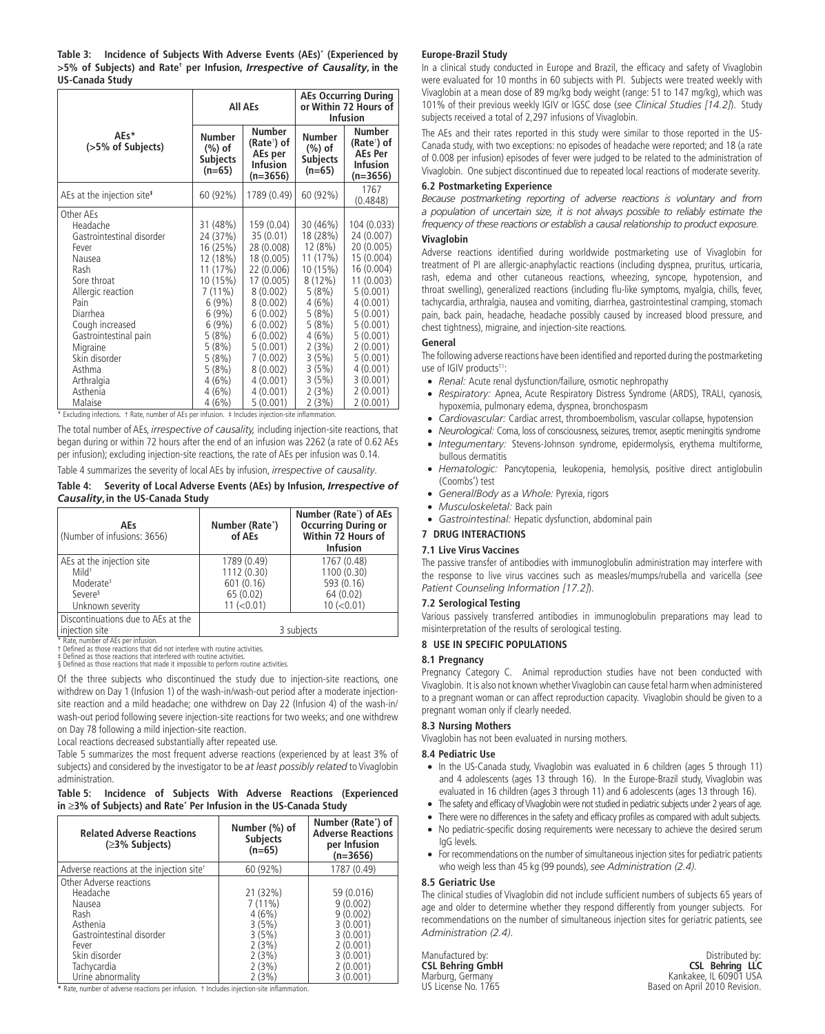**Table 3: Incidence of Subjects With Adverse Events (AEs)[*] (Experienced by >5% of Subjects) and Rate[†] per Infusion, *Irrespective of Causality*, in the US-Canada Study**

| AEs* (>5% of Subjects) | All AEs | | AEs Occurring During or Within 72 Hours of Infusion | |
|---|---|---|---|---|
| | Number (%) of Subjects (n=65) | Number (Rate[†]) of AEs per Infusion (n=3656) | Number (%) of Subjects (n=65) | Number (Rate[†]) of AEs Per Infusion (n=3656) |
| AEs at the injection site[‡] | 60 (92%) | 1789 (0.49) | 60 (92%) | 1767 (0.4848) |
| Other AEs | | | | |
| Headache | 31 (48%) | 159 (0.04) | 30 (46%) | 104 (0.033) |
| Gastrointestinal disorder | 24 (37%) | 35 (0.01) | 18 (28%) | 24 (0.007) |
| Fever | 16 (25%) | 28 (0.008) | 12 (8%) | 20 (0.005) |
| Nausea | 12 (18%) | 18 (0.005) | 11 (17%) | 15 (0.004) |
| Rash | 11 (17%) | 22 (0.006) | 10 (15%) | 16 (0.004) |
| Sore throat | 10 (15%) | 17 (0.005) | 8 (12%) | 11 (0.003) |
| Allergic reaction | 7 (11%) | 8 (0.002) | 5 (8%) | 5 (0.001) |
| Pain | 6 (9%) | 8 (0.002) | 4 (6%) | 4 (0.001) |
| Diarrhea | 6 (9%) | 6 (0.002) | 5 (8%) | 5 (0.001) |
| Cough increased | 6 (9%) | 6 (0.002) | 5 (8%) | 5 (0.001) |
| Gastrointestinal pain | 5 (8%) | 6 (0.002) | 4 (6%) | 5 (0.001) |
| Migraine | 5 (8%) | 5 (0.001) | 2 (3%) | 2 (0.001) |
| Skin disorder | 5 (8%) | 7 (0.002) | 3 (5%) | 5 (0.001) |
| Asthma | 5 (8%) | 8 (0.002) | 3 (5%) | 4 (0.001) |
| Arthralgia | 4 (6%) | 4 (0.001) | 3 (5%) | 3 (0.001) |
| Asthenia | 4 (6%) | 4 (0.001) | 2 (3%) | 2 (0.001) |
| Malaise | 4 (6%) | 5 (0.001) | 2 (3%) | 2 (0.001) |

\* Excluding infections. † Rate, number of AEs per infusion. ‡ Includes injection-site inflammation.

The total number of AEs, *irrespective of causality,* including injection-site reactions, that began during or within 72 hours after the end of an infusion was 2262 (a rate of 0.62 AEs per infusion); excluding injection-site reactions, the rate of AEs per infusion was 0.14.

Table 4 summarizes the severity of local AEs by infusion, *irrespective of causality*.

**Table 4: Severity of Local Adverse Events (AEs) by Infusion, *Irrespective of Causality*, in the US-Canada Study**

| AEs (Number of infusions: 3656) | Number (Rate[*]) of AEs | Number (Rate[*]) of AEs Occurring During or Within 72 Hours of Infusion |
|---|---|---|
| AEs at the injection site | 1789 (0.49) | 1767 (0.48) |
| Mild[†] | 1112 (0.30) | 1100 (0.30) |
| Moderate[‡] | 601 (0.16) | 593 (0.16) |
| Severe[§] | 65 (0.02) | 64 (0.02) |
| Unknown severity | 11 (<0.01) | 10 (<0.01) |
| Discontinuations due to AEs at the injection site | 3 subjects | |

\* Rate, number of AEs per infusion.
† Defined as those reactions that did not interfere with routine activities.
‡ Defined as those reactions that interfered with routine activities.
§ Defined as those reactions that made it impossible to perform routine activities.

Of the three subjects who discontinued the study due to injection-site reactions, one withdrew on Day 1 (Infusion 1) of the wash-in/wash-out period after a moderate injection-site reaction and a mild headache; one withdrew on Day 22 (Infusion 4) of the wash-in/wash-out period following severe injection-site reactions for two weeks; and one withdrew on Day 78 following a mild injection-site reaction.

Local reactions decreased substantially after repeated use.

Table 5 summarizes the most frequent adverse reactions (experienced by at least 3% of subjects) and considered by the investigator to be *at least possibly related* to Vivaglobin administration.

**Table 5: Incidence of Subjects With Adverse Reactions (Experienced in ≥3% of Subjects) and Rate[*] Per Infusion in the US-Canada Study**

| Related Adverse Reactions (≥3% Subjects) | Number (%) of Subjects (n=65) | Number (Rate[*]) of Adverse Reactions per Infusion (n=3656) |
|---|---|---|
| Adverse reactions at the injection site[†] | 60 (92%) | 1787 (0.49) |
| Other Adverse reactions | | |
| Headache | 21 (32%) | 59 (0.016) |
| Nausea | 7 (11%) | 9 (0.002) |
| Rash | 4 (6%) | 9 (0.002) |
| Asthenia | 3 (5%) | 3 (0.001) |
| Gastrointestinal disorder | 3 (5%) | 3 (0.001) |
| Fever | 2 (3%) | 2 (0.001) |
| Skin disorder | 2 (3%) | 3 (0.001) |
| Tachycardia | 2 (3%) | 2 (0.001) |
| Urine abnormality | 2 (3%) | 3 (0.001) |

\* Rate, number of adverse reactions per infusion. † Includes injection-site inflammation.

**Europe-Brazil Study**

In a clinical study conducted in Europe and Brazil, the efficacy and safety of Vivaglobin were evaluated for 10 months in 60 subjects with PI. Subjects were treated weekly with Vivaglobin at a mean dose of 89 mg/kg body weight (range: 51 to 147 mg/kg), which was 101% of their previous weekly IGIV or IGSC dose (*see Clinical Studies [14.2]*). Study subjects received a total of 2,297 infusions of Vivaglobin.

The AEs and their rates reported in this study were similar to those reported in the US-Canada study, with two exceptions: no episodes of headache were reported; and 18 (a rate of 0.008 per infusion) episodes of fever were judged to be related to the administration of Vivaglobin. One subject discontinued due to repeated local reactions of moderate severity.

### 6.2 Postmarketing Experience

*Because postmarketing reporting of adverse reactions is voluntary and from a population of uncertain size, it is not always possible to reliably estimate the frequency of these reactions or establish a causal relationship to product exposure.*

**Vivaglobin**

Adverse reactions identified during worldwide postmarketing use of Vivaglobin for treatment of PI are allergic-anaphylactic reactions (including dyspnea, pruritus, urticaria, rash, edema and other cutaneous reactions, wheezing, syncope, hypotension, and throat swelling), generalized reactions (including flu-like symptoms, myalgia, chills, fever, tachycardia, arthralgia, nausea and vomiting, diarrhea, gastrointestinal cramping, stomach pain, back pain, headache, headache possibly caused by increased blood pressure, and chest tightness), migraine, and injection-site reactions.

**General**

The following adverse reactions have been identified and reported during the postmarketing use of IGIV products[11]:

- *Renal:* Acute renal dysfunction/failure, osmotic nephropathy
- *Respiratory:* Apnea, Acute Respiratory Distress Syndrome (ARDS), TRALI, cyanosis, hypoxemia, pulmonary edema, dyspnea, bronchospasm
- *Cardiovascular:* Cardiac arrest, thromboembolism, vascular collapse, hypotension
- *Neurological:* Coma, loss of consciousness, seizures, tremor, aseptic meningitis syndrome
- *Integumentary:* Stevens-Johnson syndrome, epidermolysis, erythema multiforme, bullous dermatitis
- *Hematologic:* Pancytopenia, leukopenia, hemolysis, positive direct antiglobulin (Coombs') test
- *General/Body as a Whole:* Pyrexia, rigors
- *Musculoskeletal:* Back pain
- *Gastrointestinal:* Hepatic dysfunction, abdominal pain

## 7 DRUG INTERACTIONS

### 7.1 Live Virus Vaccines

The passive transfer of antibodies with immunoglobulin administration may interfere with the response to live virus vaccines such as measles/mumps/rubella and varicella (*see Patient Counseling Information [17.2]*).

### 7.2 Serological Testing

Various passively transferred antibodies in immunoglobulin preparations may lead to misinterpretation of the results of serological testing.

## 8 USE IN SPECIFIC POPULATIONS

### 8.1 Pregnancy

Pregnancy Category C. Animal reproduction studies have not been conducted with Vivaglobin. It is also not known whether Vivaglobin can cause fetal harm when administered to a pregnant woman or can affect reproduction capacity. Vivaglobin should be given to a pregnant woman only if clearly needed.

### 8.3 Nursing Mothers

Vivaglobin has not been evaluated in nursing mothers.

### 8.4 Pediatric Use

- In the US-Canada study, Vivaglobin was evaluated in 6 children (ages 5 through 11) and 4 adolescents (ages 13 through 16). In the Europe-Brazil study, Vivaglobin was evaluated in 16 children (ages 3 through 11) and 6 adolescents (ages 13 through 16).
- The safety and efficacy of Vivaglobin were not studied in pediatric subjects under 2 years of age.
- There were no differences in the safety and efficacy profiles as compared with adult subjects.
- No pediatric-specific dosing requirements were necessary to achieve the desired serum IgG levels.
- For recommendations on the number of simultaneous injection sites for pediatric patients who weigh less than 45 kg (99 pounds), *see Administration (2.4)*.

### 8.5 Geriatric Use

The clinical studies of Vivaglobin did not include sufficient numbers of subjects 65 years of age and older to determine whether they respond differently from younger subjects. For recommendations on the number of simultaneous injection sites for geriatric patients, see *Administration (2.4)*.

Manufactured by:
**CSL Behring GmbH**
Marburg, Germany
US License No. 1765

Distributed by:
**CSL Behring LLC**
Kankakee, IL 60901 USA
Based on April 2010 Revision.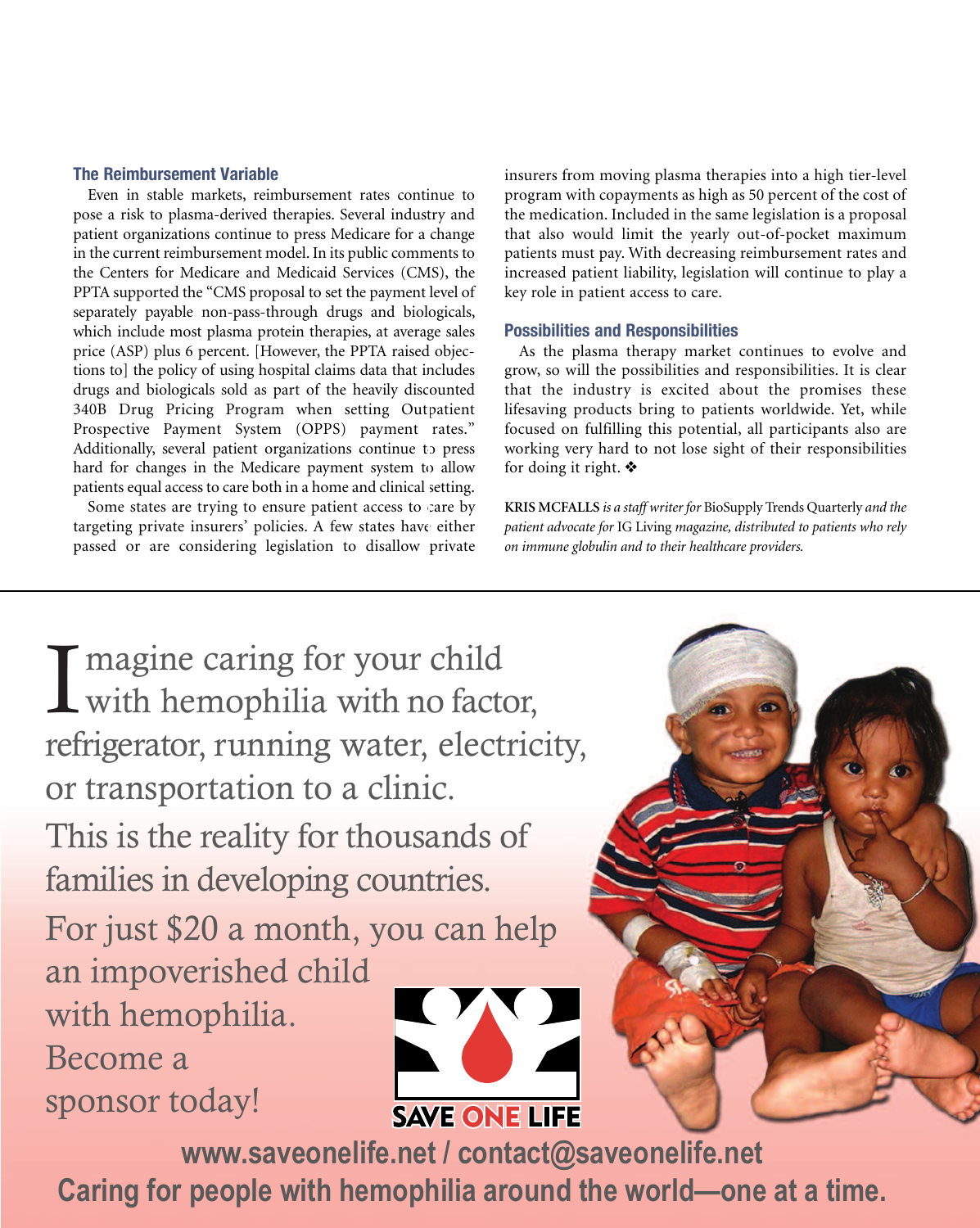### The Reimbursement Variable

Even in stable markets, reimbursement rates continue to pose a risk to plasma-derived therapies. Several industry and patient organizations continue to press Medicare for a change in the current reimbursement model. In its public comments to the Centers for Medicare and Medicaid Services (CMS), the PPTA supported the "CMS proposal to set the payment level of separately payable non-pass-through drugs and biologicals, which include most plasma protein therapies, at average sales price (ASP) plus 6 percent. [However, the PPTA raised objections to] the policy of using hospital claims data that includes drugs and biologicals sold as part of the heavily discounted 340B Drug Pricing Program when setting Outpatient Prospective Payment System (OPPS) payment rates." Additionally, several patient organizations continue to press hard for changes in the Medicare payment system to allow patients equal access to care both in a home and clinical setting.

Some states are trying to ensure patient access to care by targeting private insurers' policies. A few states have either passed or are considering legislation to disallow private insurers from moving plasma therapies into a high tier-level program with copayments as high as 50 percent of the cost of the medication. Included in the same legislation is a proposal that also would limit the yearly out-of-pocket maximum patients must pay. With decreasing reimbursement rates and increased patient liability, legislation will continue to play a key role in patient access to care.

### Possibilities and Responsibilities

As the plasma therapy market continues to evolve and grow, so will the possibilities and responsibilities. It is clear that the industry is excited about the promises these lifesaving products bring to patients worldwide. Yet, while focused on fulfilling this potential, all participants also are working very hard to not lose sight of their responsibilities for doing it right. ❖

**KRIS MCFALLS** *is a staff writer for* BioSupply Trends Quarterly *and the patient advocate for* IG Living *magazine, distributed to patients who rely on immune globulin and to their healthcare providers.*

---

Imagine caring for your child with hemophilia with no factor, refrigerator, running water, electricity, or transportation to a clinic.

This is the reality for thousands of families in developing countries.

For just $20 a month, you can help an impoverished child with hemophilia. Become a sponsor today!

**SAVE ONE LIFE**

**www.saveonelife.net / contact@saveonelife.net**

**Caring for people with hemophilia around the world—one at a time.**